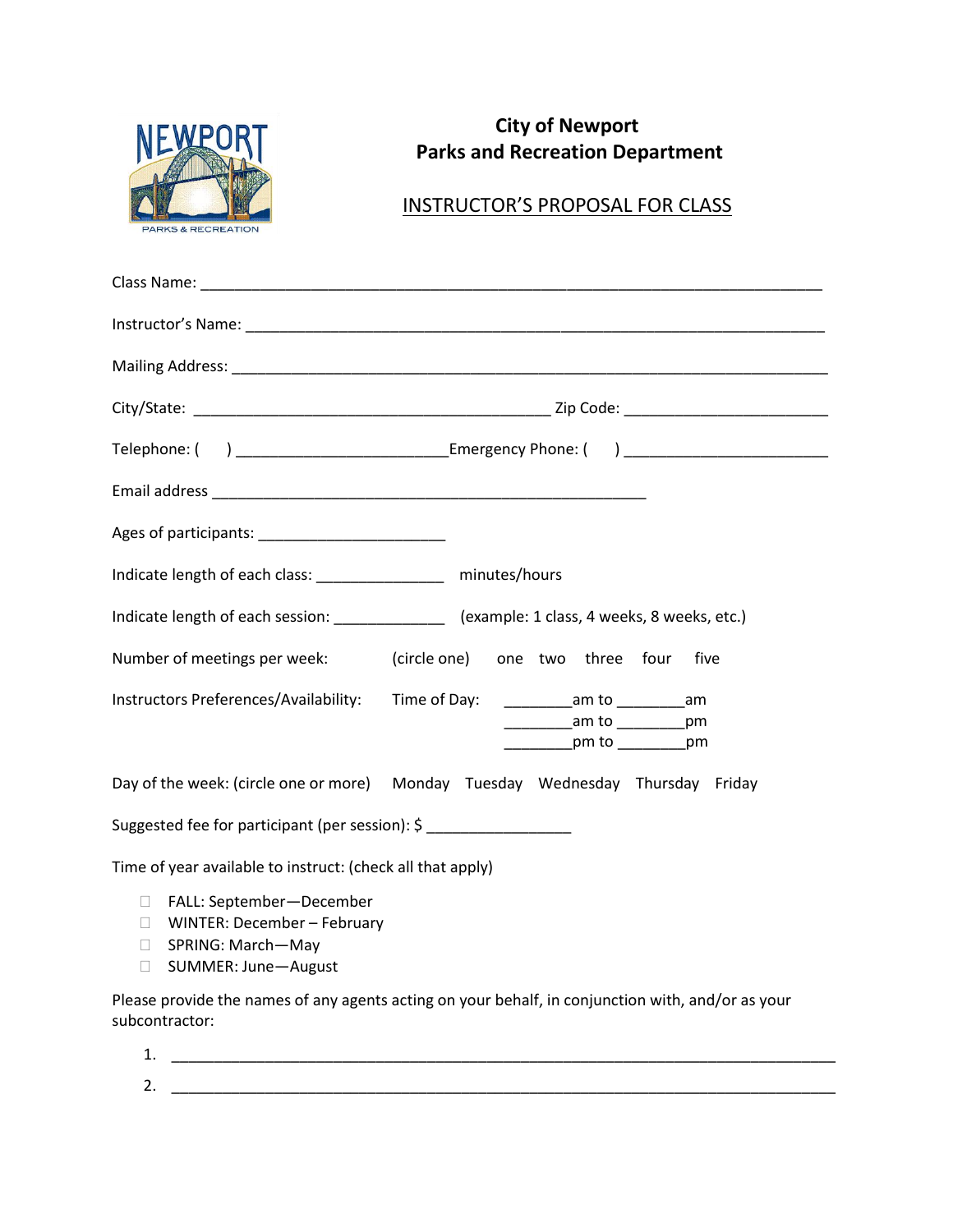# City of Newport
# Parks and Recreation Department

## INSTRUCTOR'S PROPOSAL FOR CLASS

Class Name: ___________________________________________________________________________

Instructor's Name: ______________________________________________________________________

Mailing Address: _______________________________________________________________________

City/State: ___________________________________________ Zip Code: ________________________

Telephone: (     ) ________________________Emergency Phone: (     ) ________________________

Email address _____________________________________________________

Ages of participants: ______________________

Indicate length of each class: _______________ minutes/hours

Indicate length of each session: _____________ (example: 1 class, 4 weeks, 8 weeks, etc.)

Number of meetings per week: (circle one) one two three four five

Instructors Preferences/Availability: Time of Day:
________am to ________am
________am to ________pm
________pm to ________pm

Day of the week: (circle one or more) Monday Tuesday Wednesday Thursday Friday

Suggested fee for participant (per session): $ _________________

Time of year available to instruct: (check all that apply)

- ☐ FALL: September—December
- ☐ WINTER: December – February
- ☐ SPRING: March—May
- ☐ SUMMER: June—August

Please provide the names of any agents acting on your behalf, in conjunction with, and/or as your subcontractor:

1. ________________________________________________________________________________
2. ________________________________________________________________________________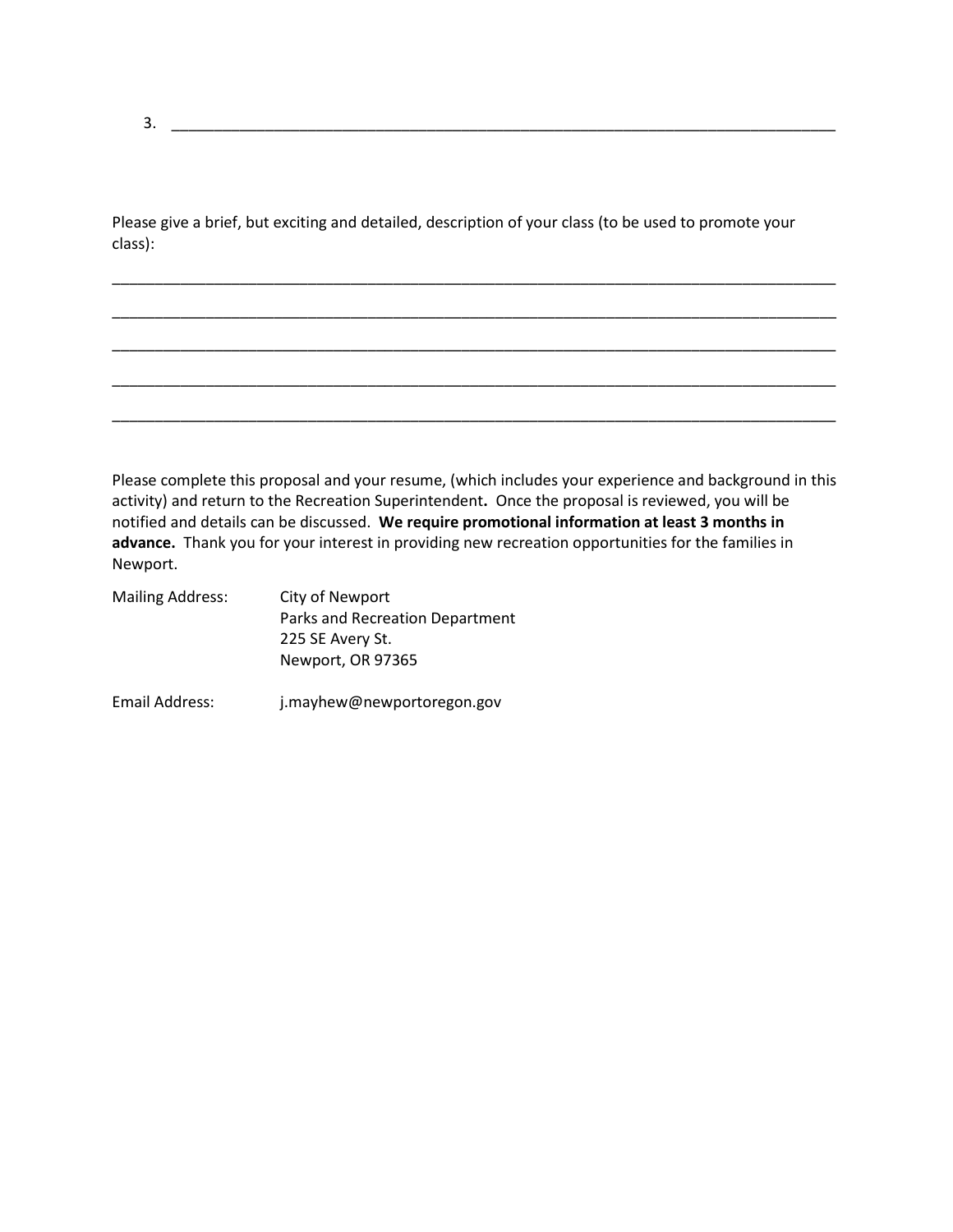3. ________________________________________________________________________________

Please give a brief, but exciting and detailed, description of your class (to be used to promote your class):

________________________________________________________________________________________

________________________________________________________________________________________

________________________________________________________________________________________

________________________________________________________________________________________

________________________________________________________________________________________

Please complete this proposal and your resume, (which includes your experience and background in this activity) and return to the Recreation Superintendent**.** Once the proposal is reviewed, you will be notified and details can be discussed. **We require promotional information at least 3 months in advance.** Thank you for your interest in providing new recreation opportunities for the families in Newport.

Mailing Address: City of Newport
Parks and Recreation Department
225 SE Avery St.
Newport, OR 97365

Email Address: j.mayhew@newportoregon.gov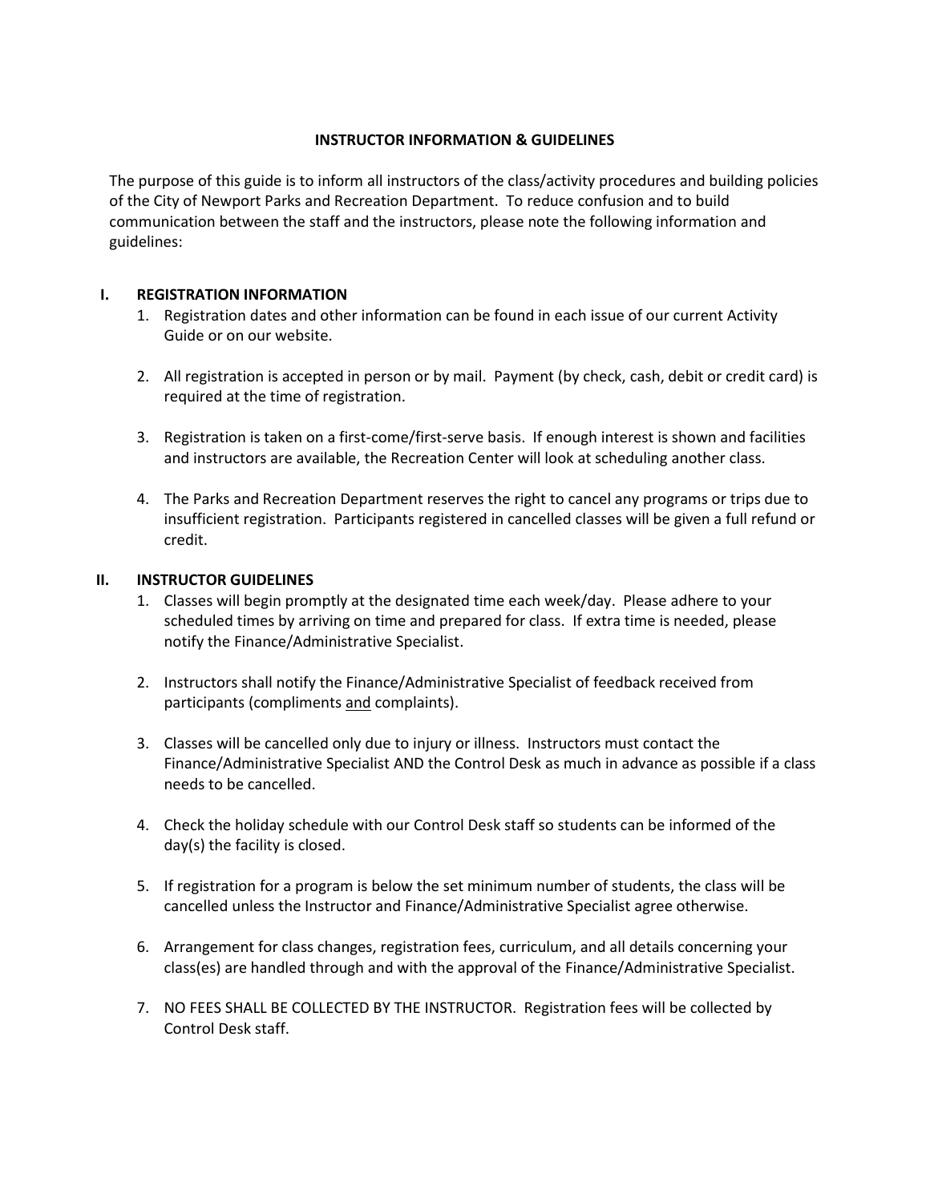# INSTRUCTOR INFORMATION & GUIDELINES

The purpose of this guide is to inform all instructors of the class/activity procedures and building policies of the City of Newport Parks and Recreation Department. To reduce confusion and to build communication between the staff and the instructors, please note the following information and guidelines:

## I. REGISTRATION INFORMATION

1. Registration dates and other information can be found in each issue of our current Activity Guide or on our website.

2. All registration is accepted in person or by mail. Payment (by check, cash, debit or credit card) is required at the time of registration.

3. Registration is taken on a first-come/first-serve basis. If enough interest is shown and facilities and instructors are available, the Recreation Center will look at scheduling another class.

4. The Parks and Recreation Department reserves the right to cancel any programs or trips due to insufficient registration. Participants registered in cancelled classes will be given a full refund or credit.

## II. INSTRUCTOR GUIDELINES

1. Classes will begin promptly at the designated time each week/day. Please adhere to your scheduled times by arriving on time and prepared for class. If extra time is needed, please notify the Finance/Administrative Specialist.

2. Instructors shall notify the Finance/Administrative Specialist of feedback received from participants (compliments and complaints).

3. Classes will be cancelled only due to injury or illness. Instructors must contact the Finance/Administrative Specialist AND the Control Desk as much in advance as possible if a class needs to be cancelled.

4. Check the holiday schedule with our Control Desk staff so students can be informed of the day(s) the facility is closed.

5. If registration for a program is below the set minimum number of students, the class will be cancelled unless the Instructor and Finance/Administrative Specialist agree otherwise.

6. Arrangement for class changes, registration fees, curriculum, and all details concerning your class(es) are handled through and with the approval of the Finance/Administrative Specialist.

7. NO FEES SHALL BE COLLECTED BY THE INSTRUCTOR. Registration fees will be collected by Control Desk staff.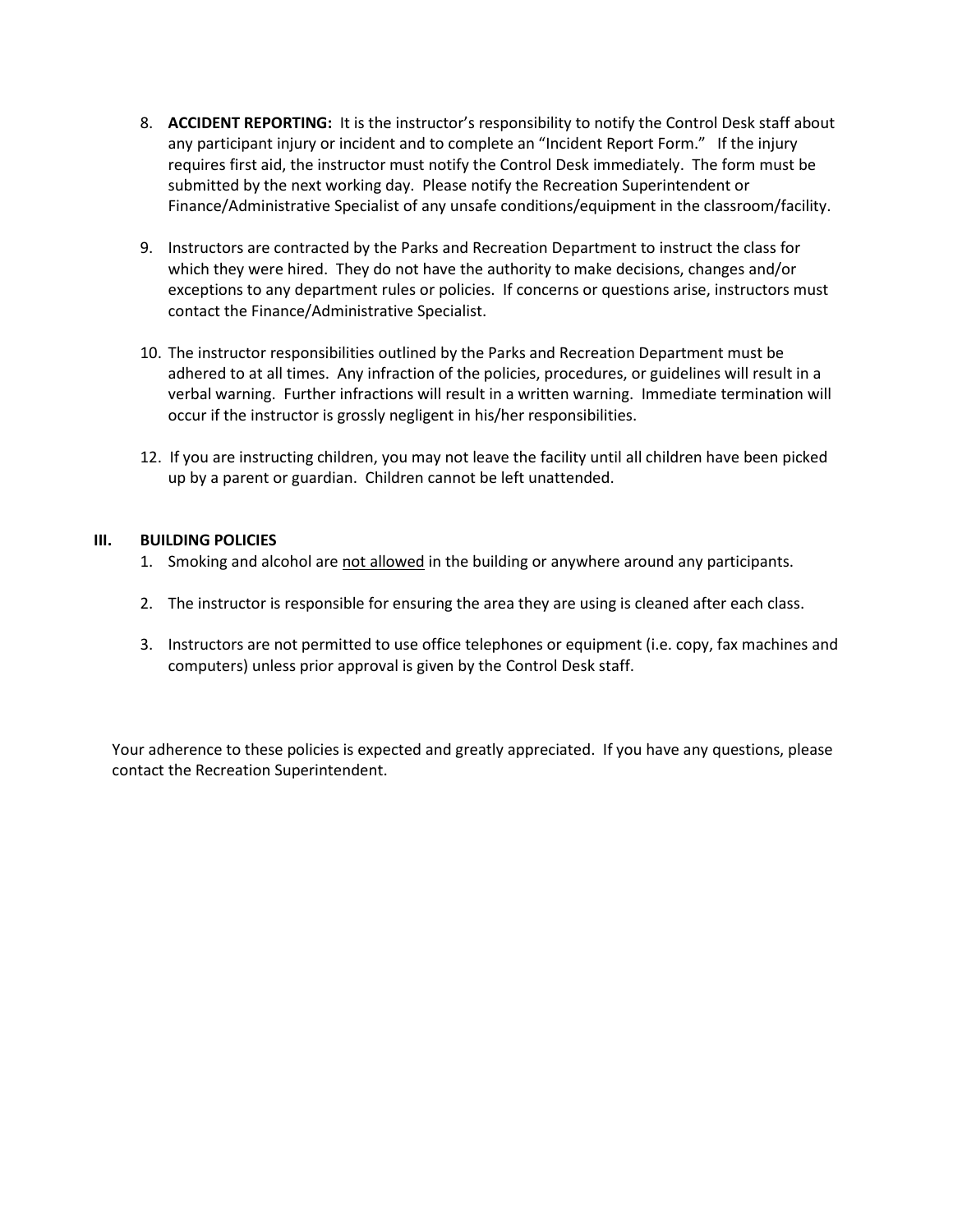8. **ACCIDENT REPORTING:** It is the instructor's responsibility to notify the Control Desk staff about any participant injury or incident and to complete an "Incident Report Form." If the injury requires first aid, the instructor must notify the Control Desk immediately. The form must be submitted by the next working day. Please notify the Recreation Superintendent or Finance/Administrative Specialist of any unsafe conditions/equipment in the classroom/facility.

9. Instructors are contracted by the Parks and Recreation Department to instruct the class for which they were hired. They do not have the authority to make decisions, changes and/or exceptions to any department rules or policies. If concerns or questions arise, instructors must contact the Finance/Administrative Specialist.

10. The instructor responsibilities outlined by the Parks and Recreation Department must be adhered to at all times. Any infraction of the policies, procedures, or guidelines will result in a verbal warning. Further infractions will result in a written warning. Immediate termination will occur if the instructor is grossly negligent in his/her responsibilities.

12. If you are instructing children, you may not leave the facility until all children have been picked up by a parent or guardian. Children cannot be left unattended.

## III. BUILDING POLICIES

1. Smoking and alcohol are <u>not allowed</u> in the building or anywhere around any participants.

2. The instructor is responsible for ensuring the area they are using is cleaned after each class.

3. Instructors are not permitted to use office telephones or equipment (i.e. copy, fax machines and computers) unless prior approval is given by the Control Desk staff.

Your adherence to these policies is expected and greatly appreciated. If you have any questions, please contact the Recreation Superintendent.